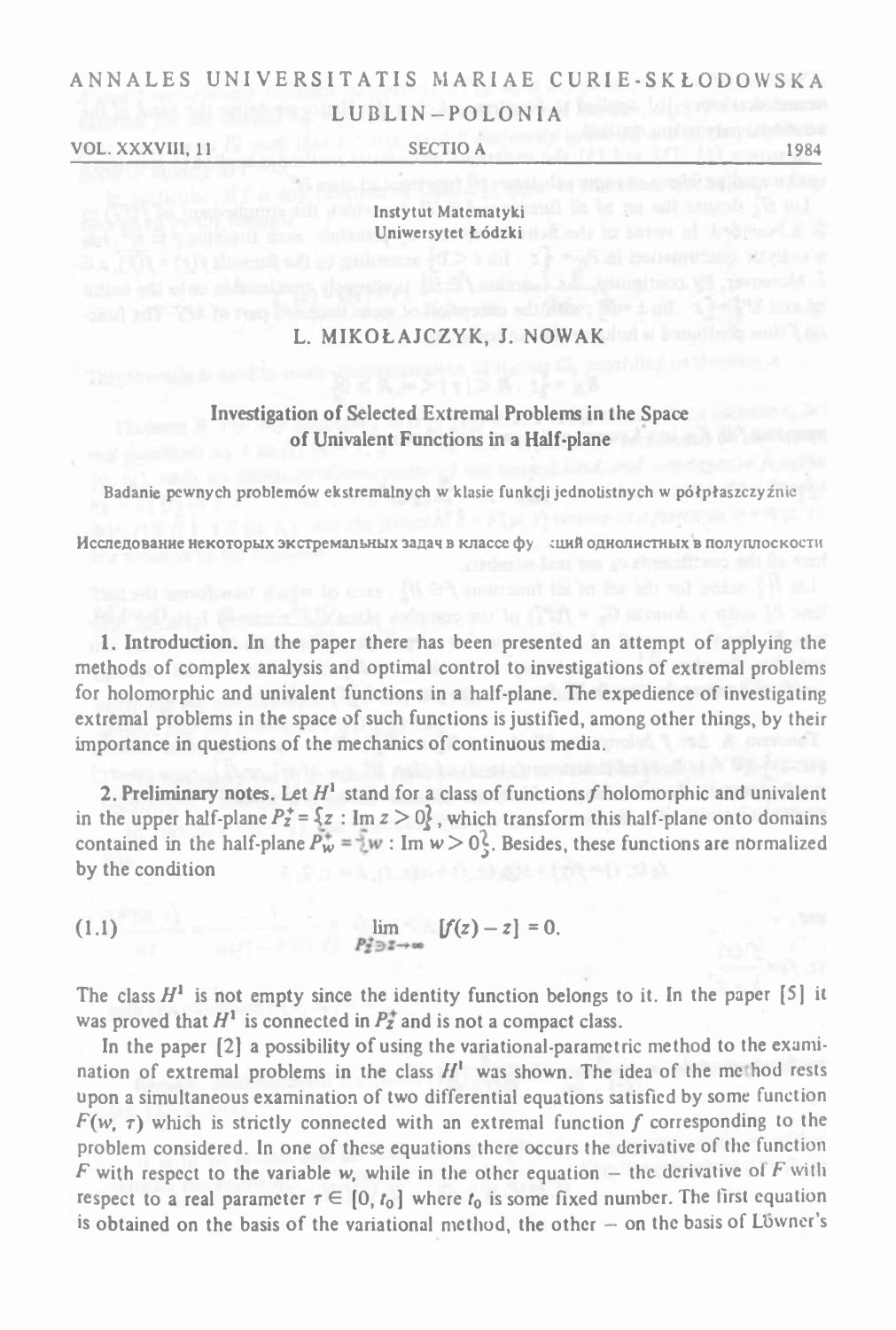ANNALES UNIVERSITATIS MARIAE CURIE-SKŁODOWSKA

LUBLIN–POLONIA

VOL. XXXVIII, 11 SECTIO A 1984

Instytut Matematyki
Uniwersytet Łódzki

# L. MIKOŁAJCZYK, J. NOWAK

## Investigation of Selected Extremal Problems in the Space of Univalent Functions in a Half-plane

Badanie pewnych problemów ekstremalnych w klasie funkcji jednolistnych w półpłaszczyźnie

Исследование некоторых экстремальных задач в классе функций однолистных в полуплоскости

**1. Introduction.** In the paper there has been presented an attempt of applying the methods of complex analysis and optimal control to investigations of extremal problems for holomorphic and univalent functions in a half-plane. The expedience of investigating extremal problems in the space of such functions is justified, among other things, by their importance in questions of the mechanics of continuous media.

**2. Preliminary notes.** Let $H^1$ stand for a class of functions $f$ holomorphic and univalent in the upper half-plane $P_z^+ = \{z : \operatorname{Im} z > 0\}$, which transform this half-plane onto domains contained in the half-plane $P_w^+ = \{w : \operatorname{Im} w > 0\}$. Besides, these functions are normalized by the condition

$$(1.1) \qquad \lim_{P_z^+ \ni z \to \infty} [f(z) - z] = 0.$$

The class $H^1$ is not empty since the identity function belongs to it. In the paper [5] it was proved that $H^1$ is connected in $P_z^+$ and is not a compact class.

In the paper [2] a possibility of using the variational-parametric method to the examination of extremal problems in the class $H^1$ was shown. The idea of the method rests upon a simultaneous examination of two differential equations satisfied by some function $F(w, \tau)$ which is strictly connected with an extremal function $f$ corresponding to the problem considered. In one of these equations there occurs the derivative of the function $F$ with respect to the variable $w$, while in the other equation – the derivative of $F$ with respect to a real parameter $\tau \in [0, t_0]$ where $t_0$ is some fixed number. The first equation is obtained on the basis of the variational method, the other – on the basis of Löwner's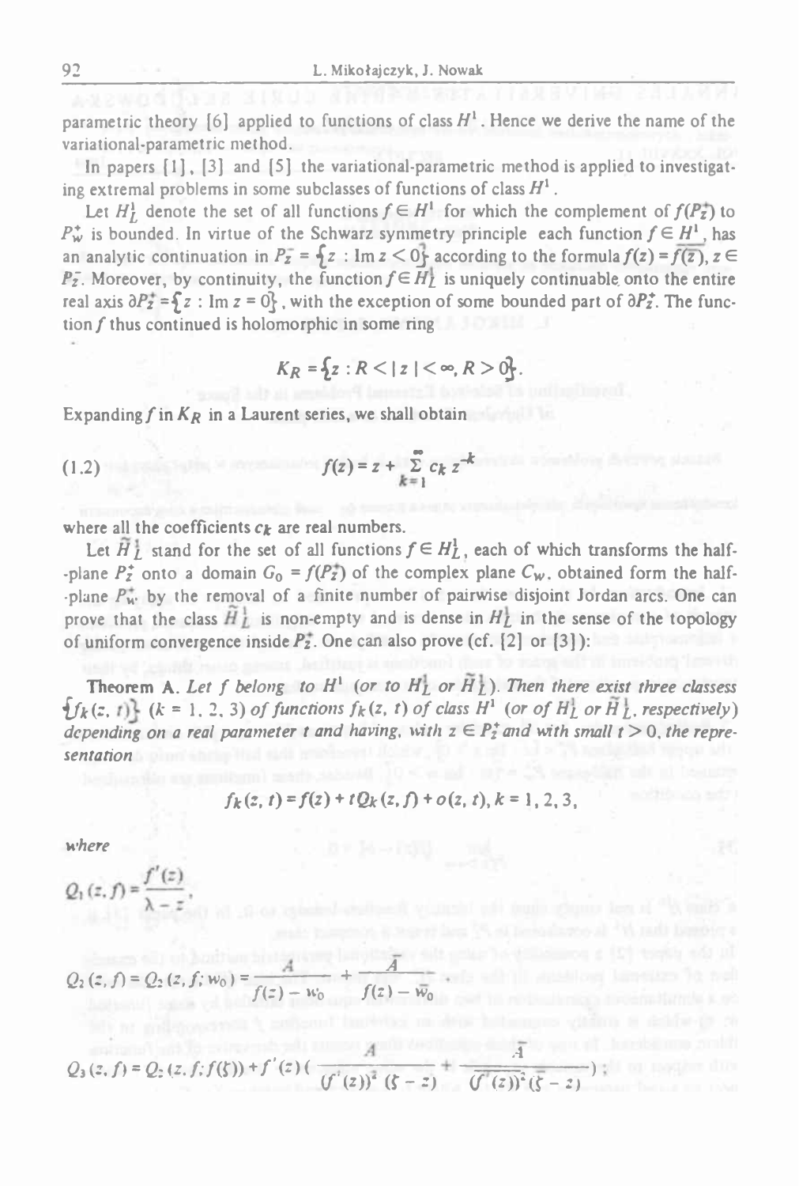parametric theory [6] applied to functions of class $H^1$. Hence we derive the name of the variational-parametric method.

In papers [1], [3] and [5] the variational-parametric method is applied to investigating extremal problems in some subclasses of functions of class $H^1$.

Let $H_L^1$ denote the set of all functions $f \in H^1$ for which the complement of $f(P_z^+)$ to $P_w^+$ is bounded. In virtue of the Schwarz symmetry principle each function $f \in H^1$, has an analytic continuation in $P_z^- = \{z : \operatorname{Im} z < 0\}$ according to the formula $f(z) = \overline{f(\overline{z})}$, $z \in P_z^-$. Moreover, by continuity, the function $f \in H_L^1$ is uniquely continuable onto the entire real axis $\partial P_z^+ = \{z : \operatorname{Im} z = 0\}$, with the exception of some bounded part of $\partial P_z^+$. The function $f$ thus continued is holomorphic in some ring

$$K_R = \{z : R < |z| < \infty, R > 0\}.$$

Expanding $f$ in $K_R$ in a Laurent series, we shall obtain

$$f(z) = z + \sum_{k=1}^{\infty} c_k z^{-k} \tag{1.2}$$

where all the coefficients $c_k$ are real numbers.

Let $\widetilde{H}_L^1$ stand for the set of all functions $f \in H_L^1$, each of which transforms the half-plane $P_z^+$ onto a domain $G_0 = f(P_z^+)$ of the complex plane $C_w$, obtained form the half-plane $P_w^+$ by the removal of a finite number of pairwise disjoint Jordan arcs. One can prove that the class $\widetilde{H}_L^1$ is non-empty and is dense in $H_L^1$ in the sense of the topology of uniform convergence inside $P_z^+$. One can also prove (cf. [2] or [3]):

**Theorem A.** *Let $f$ belong to $H^1$ (or to $H_L^1$ or $\widetilde{H}_L^1$). Then there exist three classess $\{f_k(z, t)\}$ $(k = 1, 2, 3)$ of functions $f_k(z, t)$ of class $H^1$ (or of $H_L^1$ or $\widetilde{H}_L^1$, respectively) depending on a real parameter $t$ and having, with $z \in P_z^+$ and with small $t > 0$, the representation*

$$f_k(z, t) = f(z) + tQ_k(z, f) + o(z, t), \; k = 1, 2, 3,$$

*where*

$$Q_1(z, f) = \frac{f'(z)}{\lambda - z},$$

$$Q_2(z, f) = Q_2(z, f; w_0) = \frac{A}{f(z) - w_0} + \frac{\overline{A}}{f(z) - \overline{w}_0},$$

$$Q_3(z, f) = Q_2(z, f; f(\zeta)) + f'(z)\left(\frac{A}{(f'(z))^2 (\zeta - z)} + \frac{\overline{A}}{(\overline{f'(z)})^2 (\overline{\zeta} - z)}\right);$$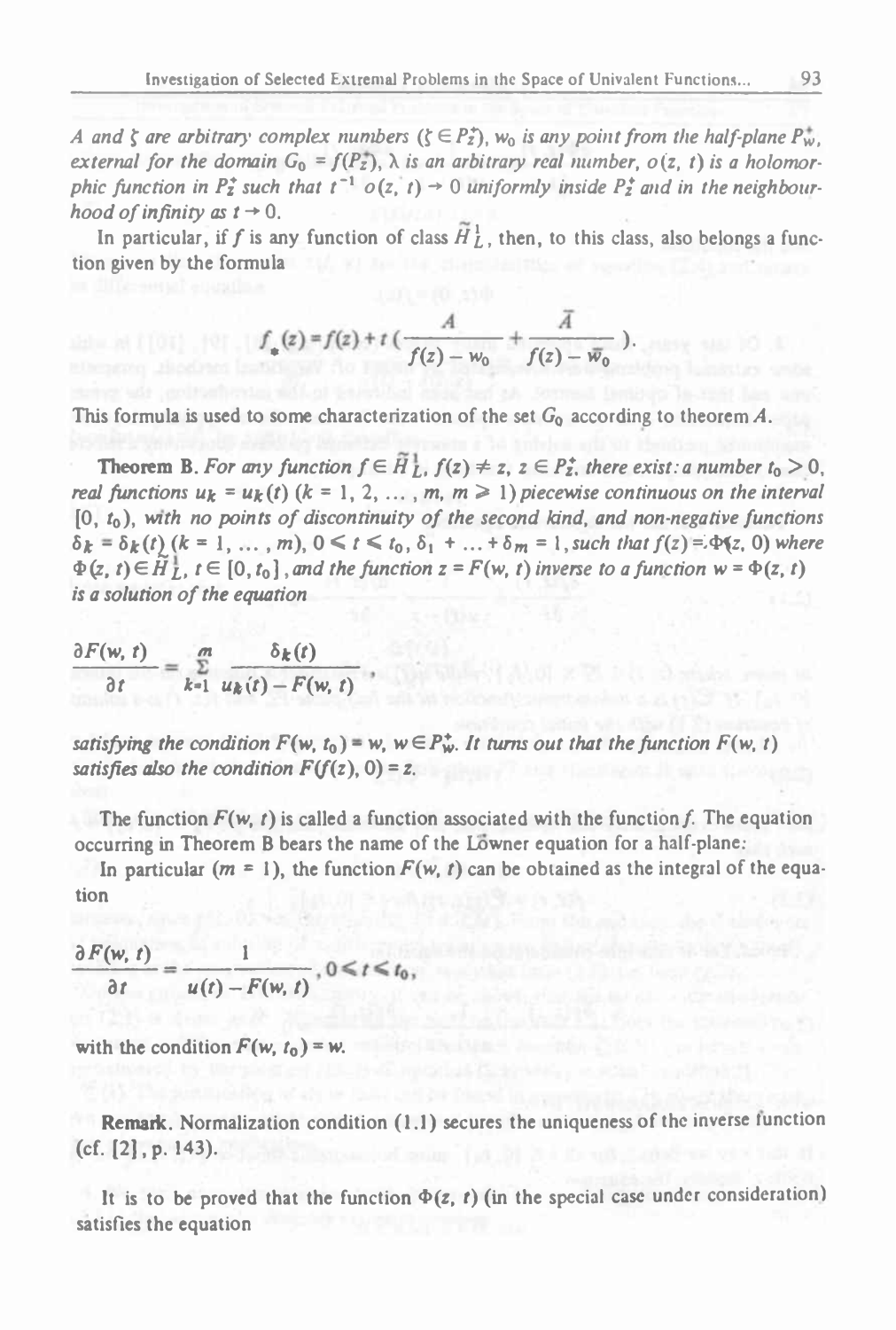*A and $\zeta$ are arbitrary complex numbers ($\zeta \in P_z^+$), $w_0$ is any point from the half-plane $P_w^+$, external for the domain $G_0 = f(P_z^+)$, $\lambda$ is an arbitrary real number, $o(z, t)$ is a holomorphic function in $P_z^+$ such that $t^{-1} o(z, t) \to 0$ uniformly inside $P_z^+$ and in the neighbourhood of infinity as $t \to 0$.*

In particular, if $f$ is any function of class $\widetilde{H}_L^1$, then, to this class, also belongs a function given by the formula

$$f_*(z) = f(z) + t\left(\frac{A}{f(z) - w_0} + \frac{\bar{A}}{f(z) - \bar{w}_0}\right).$$

This formula is used to some characterization of the set $G_0$ according to theorem $A$.

**Theorem B.** *For any function $f \in \widetilde{H}_L^1$, $f(z) \neq z$, $z \in P_z^+$, there exist: a number $t_0 > 0$, real functions $u_k = u_k(t)$ ($k = 1, 2, \ldots, m$, $m \geq 1$) piecewise continuous on the interval $[0, t_0)$, with no points of discontinuity of the second kind, and non-negative functions $\delta_k = \delta_k(t)$ ($k = 1, \ldots, m$), $0 \leq t \leq t_0$, $\delta_1 + \ldots + \delta_m = 1$, such that $f(z) = \Phi(z, 0)$ where $\Phi(z, t) \in \widetilde{H}_L^1$, $t \in [0, t_0]$, and the function $z = F(w, t)$ inverse to a function $w = \Phi(z, t)$ is a solution of the equation*

$$\frac{\partial F(w, t)}{\partial t} = \sum_{k=1}^{m} \frac{\delta_k(t)}{u_k(t) - F(w, t)},$$

*satisfying the condition $F(w, t_0) = w$, $w \in P_w^+$. It turns out that the function $F(w, t)$ satisfies also the condition $F(f(z), 0) = z$.*

The function $F(w, t)$ is called a function associated with the function $f$. The equation occurring in Theorem B bears the name of the Löwner equation for a half-plane.

In particular ($m = 1$), the function $F(w, t)$ can be obtained as the integral of the equation

$$\frac{\partial F(w, t)}{\partial t} = \frac{1}{u(t) - F(w, t)}, \quad 0 \leq t \leq t_0,$$

with the condition $F(w, t_0) = w$.

**Remark.** Normalization condition (1.1) secures the uniqueness of the inverse function (cf. [2], p. 143).

It is to be proved that the function $\Phi(z, t)$ (in the special case under consideration) satisfies the equation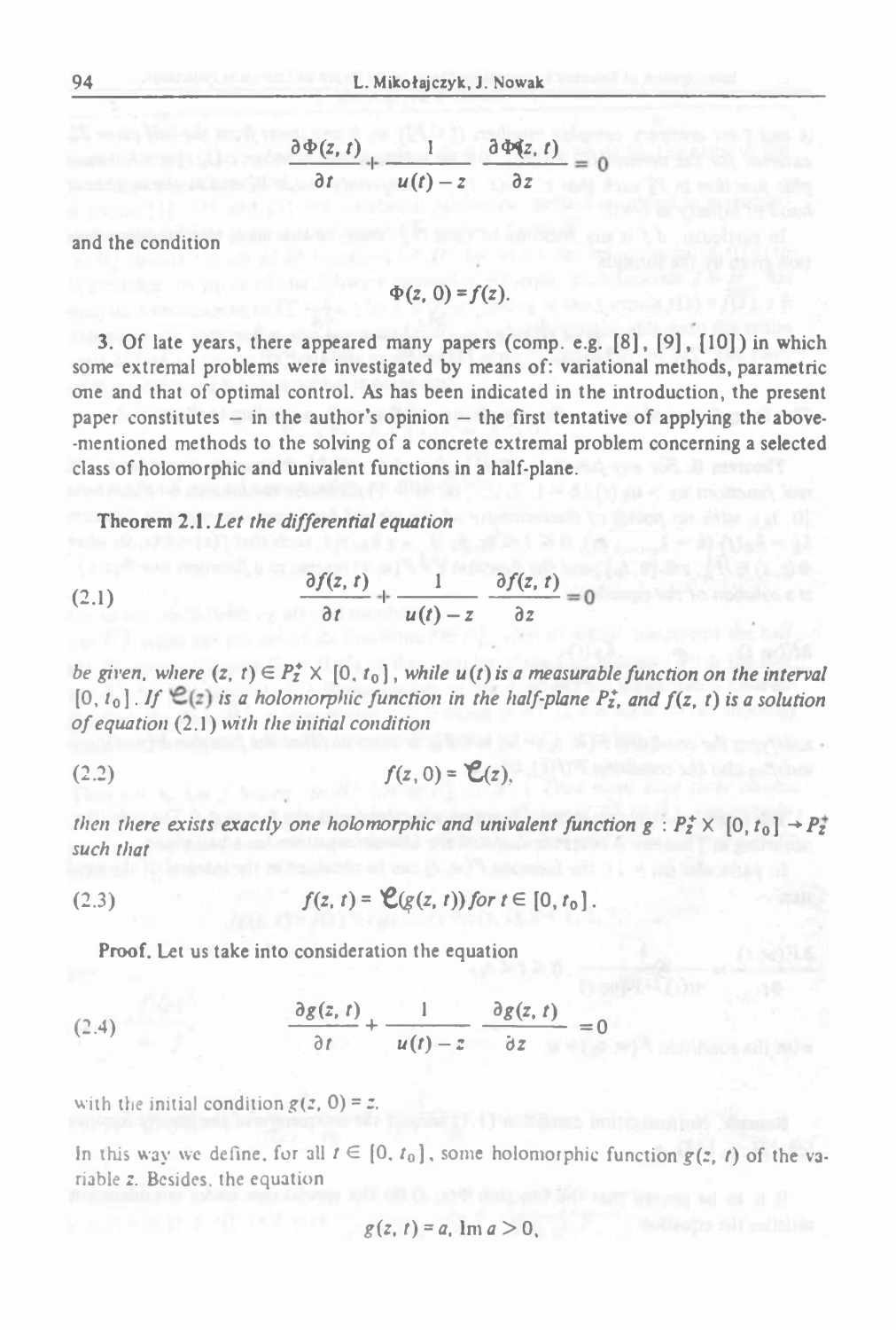$$\frac{\partial \Phi(z, t)}{\partial t} + \frac{1}{u(t) - z} \frac{\partial \Phi(z, t)}{\partial z} = 0$$

and the condition

$$\Phi(z, 0) = f(z).$$

3. Of late years, there appeared many papers (comp. e.g. [8], [9], [10]) in which some extremal problems were investigated by means of: variational methods, parametric one and that of optimal control. As has been indicated in the introduction, the present paper constitutes – in the author's opinion – the first tentative of applying the above-mentioned methods to the solving of a concrete extremal problem concerning a selected class of holomorphic and univalent functions in a half-plane.

**Theorem 2.1.** *Let the differential equation*

$$\frac{\partial f(z, t)}{\partial t} + \frac{1}{u(t) - z} \frac{\partial f(z, t)}{\partial z} = 0 \tag{2.1}$$

*be given, where* $(z, t) \in P_z^+ \times [0, t_0]$, *while* $u(t)$ *is a measurable function on the interval* $[0, t_0]$. *If* $\mathcal{C}(z)$ *is a holomorphic function in the half-plane* $P_z^+$, *and* $f(z, t)$ *is a solution of equation* (2.1) *with the initial condition*

$$f(z, 0) = \mathcal{C}(z), \tag{2.2}$$

*then there exists exactly one holomorphic and univalent function* $g : P_z^+ \times [0, t_0] \to P_z^+$ *such that*

$$f(z, t) = \mathcal{C}(g(z, t)) \text{ for } t \in [0, t_0]. \tag{2.3}$$

**Proof.** Let us take into consideration the equation

$$\frac{\partial g(z, t)}{\partial t} + \frac{1}{u(t) - z} \frac{\partial g(z, t)}{\partial z} = 0 \tag{2.4}$$

with the initial condition $g(z, 0) = z$.

In this way we define, for all $t \in [0, t_0]$, some holomorphic function $g(z, t)$ of the variable $z$. Besides, the equation

$$g(z, t) = a, \ \mathrm{Im}\, a > 0,$$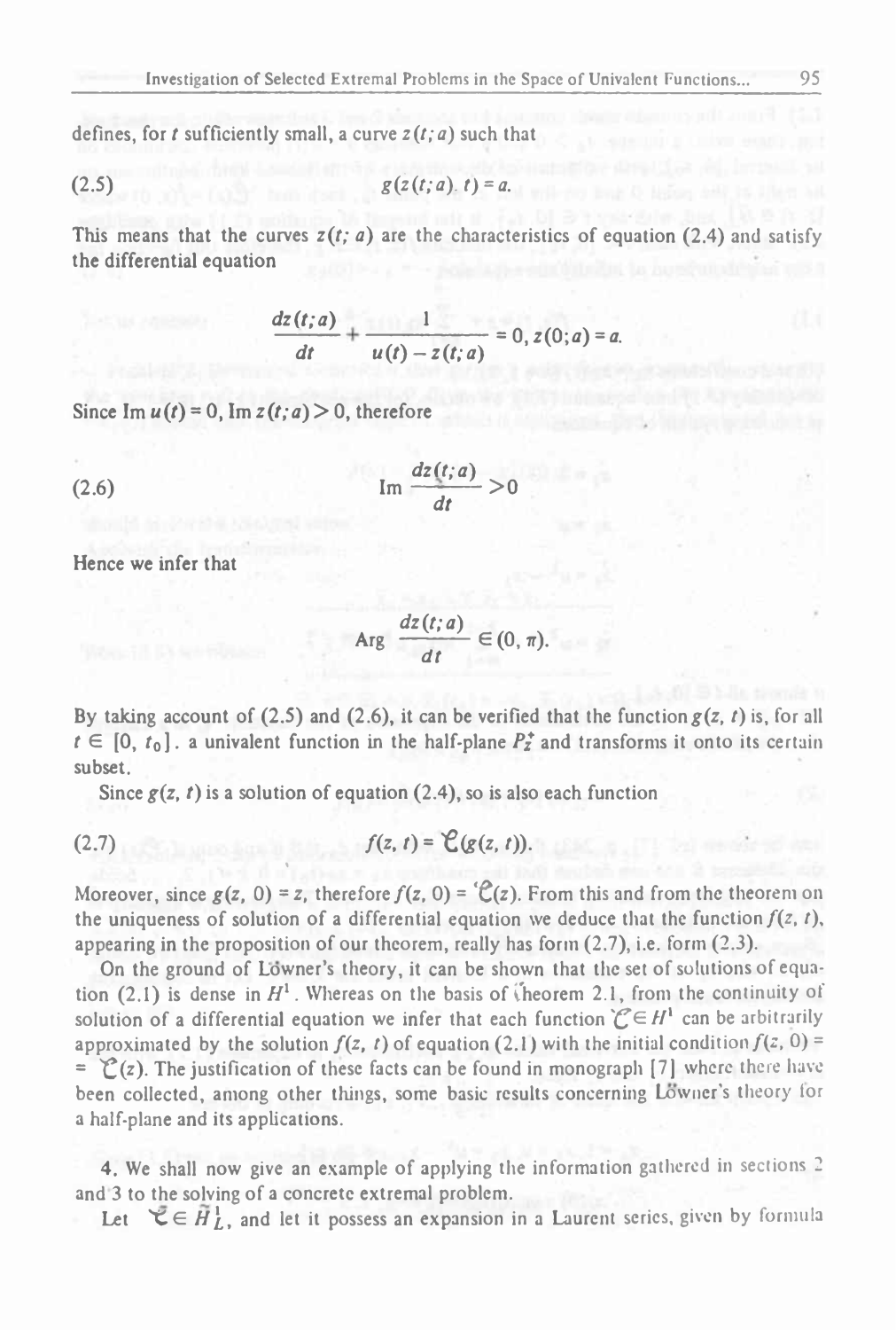defines, for $t$ sufficiently small, a curve $z(t;a)$ such that

$$g(z(t;a),\, t) = a. \tag{2.5}$$

This means that the curves $z(t;a)$ are the characteristics of equation (2.4) and satisfy the differential equation

$$\frac{dz(t;a)}{dt} + \frac{1}{u(t) - z(t;a)} = 0,\ z(0;a) = a.$$

Since $\operatorname{Im} u(t) = 0$, $\operatorname{Im} z(t;a) > 0$, therefore

$$\operatorname{Im} \frac{dz(t;a)}{dt} > 0 \tag{2.6}$$

Hence we infer that

$$\operatorname{Arg} \frac{dz(t;a)}{dt} \in (0, \pi).$$

By taking account of (2.5) and (2.6), it can be verified that the function $g(z, t)$ is, for all $t \in [0, t_0]$, a univalent function in the half-plane $P_z^+$ and transforms it onto its certain subset.

Since $g(z, t)$ is a solution of equation (2.4), so is also each function

$$f(z, t) = \mathcal{C}(g(z, t)). \tag{2.7}$$

Moreover, since $g(z, 0) = z$, therefore $f(z, 0) = \mathcal{C}(z)$. From this and from the theorem on the uniqueness of solution of a differential equation we deduce that the function $f(z, t)$, appearing in the proposition of our theorem, really has form (2.7), i.e. form (2.3).

On the ground of Löwner's theory, it can be shown that the set of solutions of equation (2.1) is dense in $H^1$. Whereas on the basis of Theorem 2.1, from the continuity of solution of a differential equation we infer that each function $\mathcal{C} \in H^1$ can be arbitrarily approximated by the solution $f(z, t)$ of equation (2.1) with the initial condition $f(z, 0) = \mathcal{C}(z)$. The justification of these facts can be found in monograph [7] where there have been collected, among other things, some basic results concerning Löwner's theory for a half-plane and its applications.

4. We shall now give an example of applying the information gathered in sections 2 and 3 to the solving of a concrete extremal problem.

Let $\mathcal{C} \in \tilde{H}_L^1$, and let it possess an expansion in a Laurent series, given by formula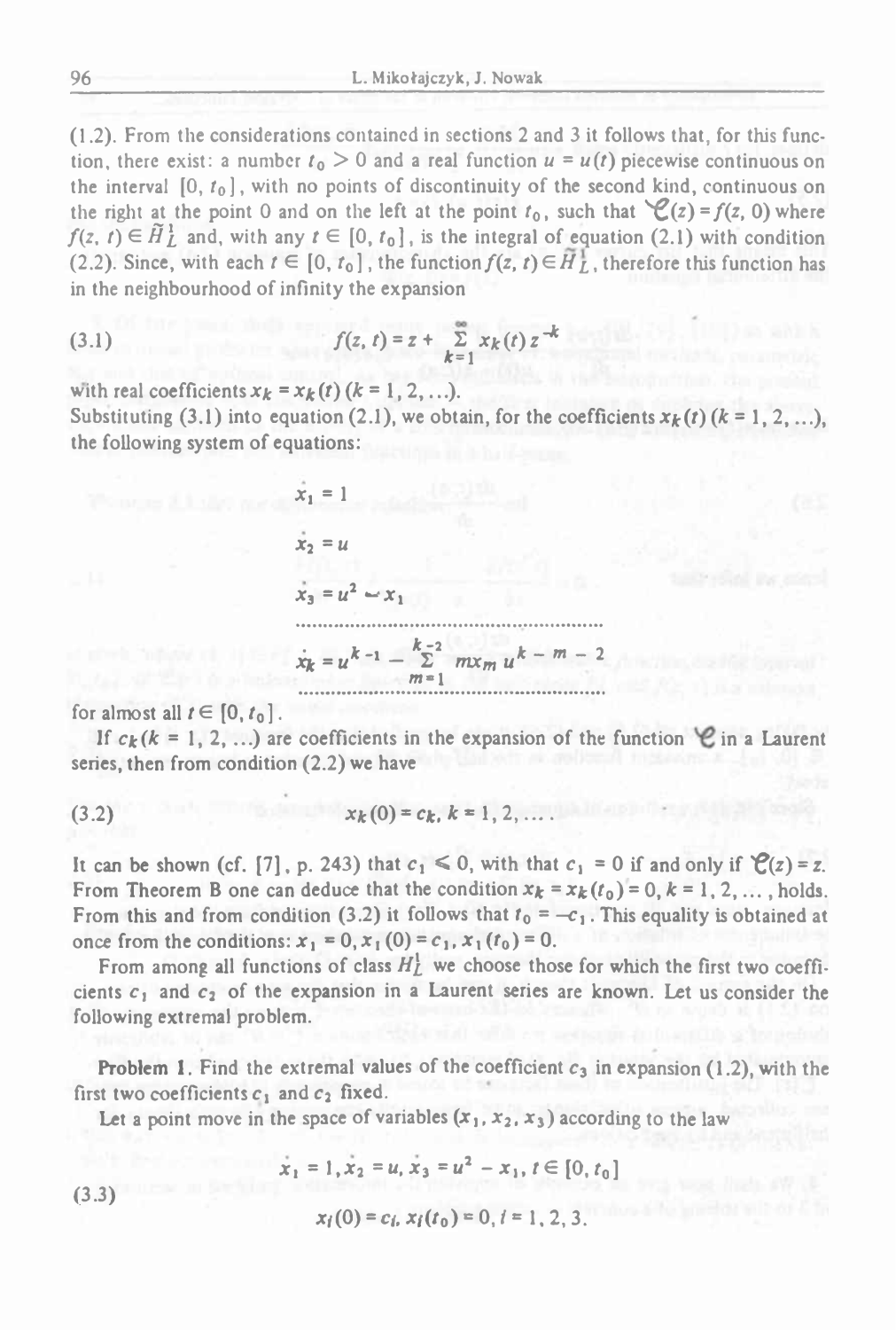(1.2). From the considerations contained in sections 2 and 3 it follows that, for this function, there exist: a number $t_0 > 0$ and a real function $u = u(t)$ piecewise continuous on the interval $[0, t_0]$, with no points of discontinuity of the second kind, continuous on the right at the point 0 and on the left at the point $t_0$, such that $\mathscr{C}(z) = f(z, 0)$ where $f(z, t) \in \widetilde{H}_L^1$ and, with any $t \in [0, t_0]$, is the integral of equation (2.1) with condition (2.2). Since, with each $t \in [0, t_0]$, the function $f(z, t) \in \widetilde{H}_L^1$, therefore this function has in the neighbourhood of infinity the expansion

$$f(z, t) = z + \sum_{k=1}^{\infty} x_k(t) z^{-k} \tag{3.1}$$

with real coefficients $x_k = x_k(t)$ $(k = 1, 2, \ldots)$.

Substituting (3.1) into equation (2.1), we obtain, for the coefficients $x_k(t)$ $(k = 1, 2, \ldots)$, the following system of equations:

$$\begin{aligned}
\dot{x}_1 &= 1 \\
\dot{x}_2 &= u \\
\dot{x}_3 &= u^2 - x_1 \\
&\ldots\ldots\ldots\ldots\ldots\ldots\ldots\ldots \\
\dot{x}_k &= u^{k-1} - \sum_{m=1}^{k-2} m x_m u^{k-m-2} \\
&\ldots\ldots\ldots\ldots\ldots\ldots\ldots\ldots
\end{aligned}$$

for almost all $t \in [0, t_0]$.

If $c_k$ $(k = 1, 2, \ldots)$ are coefficients in the expansion of the function $\mathscr{C}$ in a Laurent series, then from condition (2.2) we have

$$x_k(0) = c_k, \; k = 1, 2, \ldots \tag{3.2}$$

It can be shown (cf. [7], p. 243) that $c_1 \leqslant 0$, with that $c_1 = 0$ if and only if $\mathscr{C}(z) = z$. From Theorem B one can deduce that the condition $x_k = x_k(t_0) = 0$, $k = 1, 2, \ldots$, holds. From this and from condition (3.2) it follows that $t_0 = -c_1$. This equality is obtained at once from the conditions: $\dot{x}_1 = 0$, $x_1(0) = c_1$, $x_1(t_0) = 0$.

From among all functions of class $H_L^1$ we choose those for which the first two coefficients $c_1$ and $c_2$ of the expansion in a Laurent series are known. Let us consider the following extremal problem.

**Problem 1.** Find the extremal values of the coefficient $c_3$ in expansion (1.2), with the first two coefficients $c_1$ and $c_2$ fixed.

Let a point move in the space of variables $(x_1, x_2, x_3)$ according to the law

$$\begin{gathered}
\dot{x}_1 = 1, \dot{x}_2 = u, \dot{x}_3 = u^2 - x_1, \; t \in [0, t_0] \\
x_i(0) = c_i, \; x_i(t_0) = 0, \; i = 1, 2, 3.
\end{gathered} \tag{3.3}$$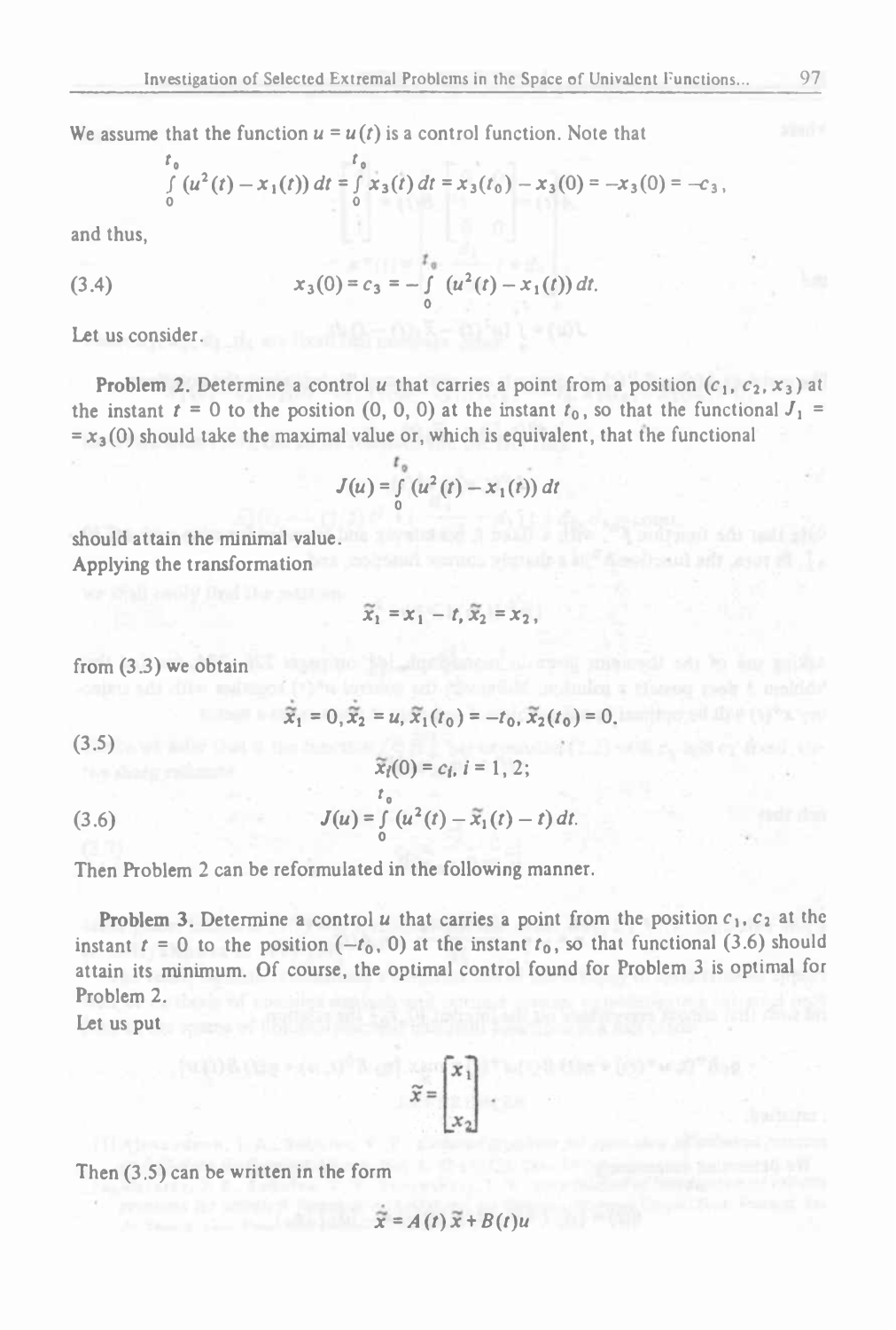We assume that the function $u = u(t)$ is a control function. Note that

$$\int_0^{t_0} (u^2(t) - x_1(t))\, dt = \int_0^{t_0} \dot{x}_3(t)\, dt = x_3(t_0) - x_3(0) = -x_3(0) = -c_3,$$

and thus,

$$x_3(0) = c_3 = -\int_0^{t_0} (u^2(t) - x_1(t))\, dt. \tag{3.4}$$

Let us consider.

**Problem 2.** Determine a control $u$ that carries a point from a position $(c_1, c_2, x_3)$ at the instant $t = 0$ to the position $(0, 0, 0)$ at the instant $t_0$, so that the functional $J_1 = x_3(0)$ should take the maximal value or, which is equivalent, that the functional

$$J(u) = \int_0^{t_0} (u^2(t) - x_1(t))\, dt$$

should attain the minimal value.

Applying the transformation

$$\tilde{x}_1 = x_1 - t, \tilde{x}_2 = x_2,$$

from (3.3) we obtain

$$\begin{gathered} \dot{\tilde{x}}_1 = 0, \dot{\tilde{x}}_2 = u, \tilde{x}_1(t_0) = -t_0, \tilde{x}_2(t_0) = 0. \\ \tilde{x}_i(0) = c_i, i = 1, 2; \end{gathered} \tag{3.5}$$

$$J(u) = \int_0^{t_0} (u^2(t) - \tilde{x}_1(t) - t)\, dt. \tag{3.6}$$

Then Problem 2 can be reformulated in the following manner.

**Problem 3.** Determine a control $u$ that carries a point from the position $c_1, c_2$ at the instant $t = 0$ to the position $(-t_0, 0)$ at the instant $t_0$, so that functional (3.6) should attain its minimum. Of course, the optimal control found for Problem 3 is optimal for Problem 2.

Let us put

$$\tilde{x} = \begin{bmatrix} x_1 \\ x_2 \end{bmatrix}.$$

Then (3.5) can be written in the form

$$\dot{\tilde{x}} = A(t)\tilde{x} + B(t)u$$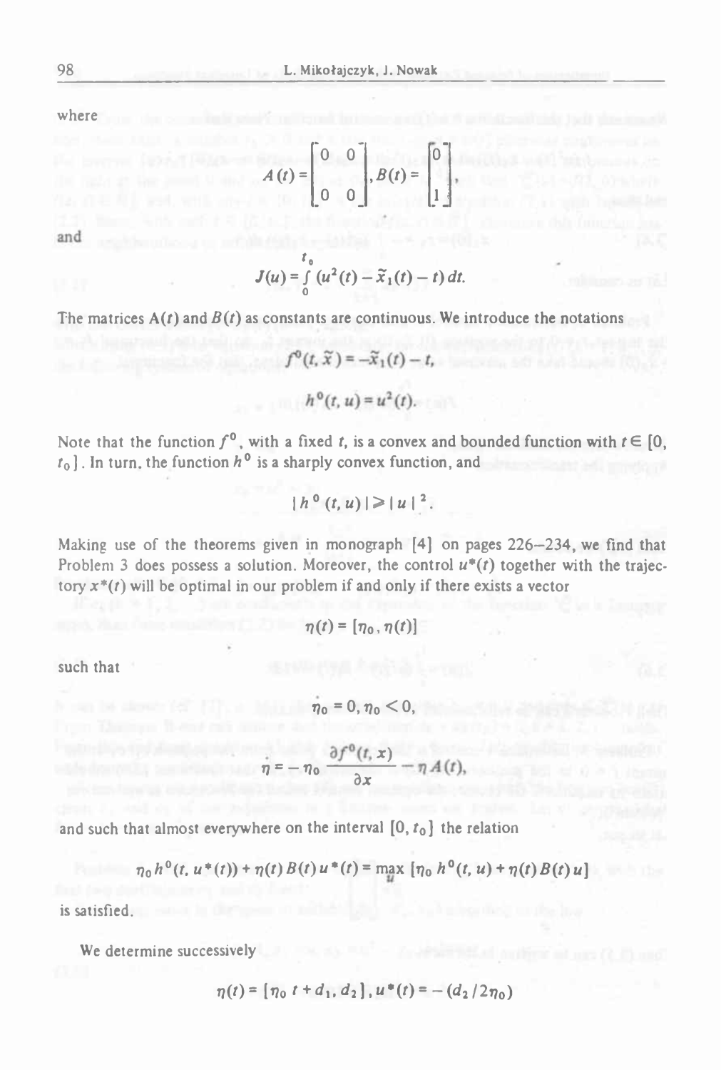where

$$A(t) = \begin{bmatrix} 0 & 0 \\ 0 & 0 \end{bmatrix}, B(t) = \begin{bmatrix} 0 \\ 1 \end{bmatrix}$$

and

$$J(u) = \int_0^{t_0} (u^2(t) - \widetilde{x}_1(t) - t)\, dt.$$

The matrices $A(t)$ and $B(t)$ as constants are continuous. We introduce the notations

$$f^0(t, \widetilde{x}) = -\widetilde{x}_1(t) - t,$$

$$h^0(t, u) = u^2(t).$$

Note that the function $f^0$, with a fixed $t$, is a convex and bounded function with $t \in [0, t_0]$. In turn, the function $h^0$ is a sharply convex function, and

$$|h^0(t, u)| \geqslant |u|^2.$$

Making use of the theorems given in monograph [4] on pages 226–234, we find that Problem 3 does possess a solution. Moreover, the control $u^*(t)$ together with the trajectory $x^*(t)$ will be optimal in our problem if and only if there exists a vector

$$\eta(t) = [\eta_0, \eta(t)]$$

such that

$$\dot{\eta}_0 = 0, \eta_0 < 0,$$

$$\dot{\eta} = -\eta_0 \frac{\partial f^0(t, x)}{\partial x} - \eta A(t),$$

and such that almost everywhere on the interval $[0, t_0]$ the relation

$$\eta_0 h^0(t, u^*(t)) + \eta(t) B(t) u^*(t) = \max_u [\eta_0 h^0(t, u) + \eta(t) B(t) u]$$

is satisfied.

We determine successively

$$\eta(t) = [\eta_0 t + d_1, d_2], u^*(t) = -(d_2 / 2\eta_0)$$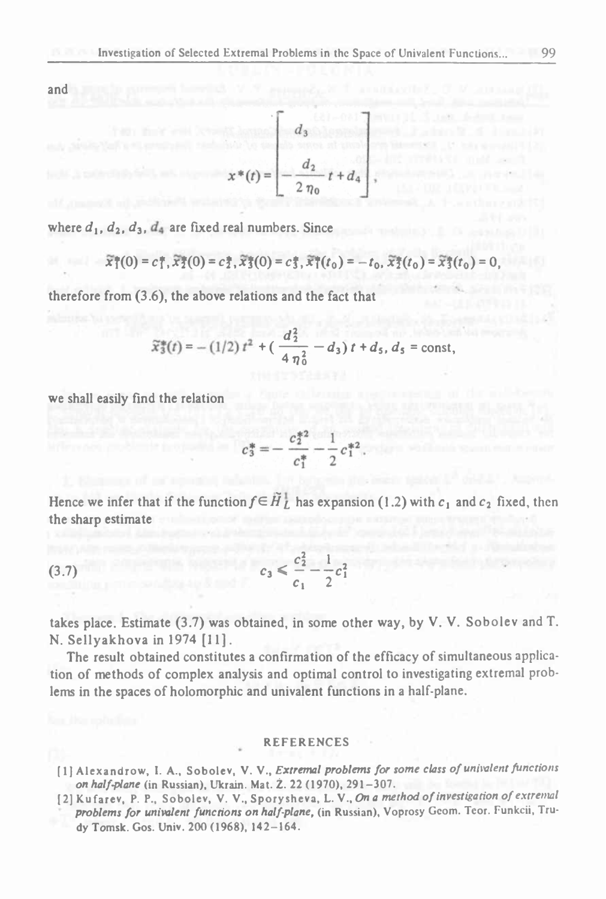and

$$x^*(t) = \begin{bmatrix} d_3 \\ \\ -\dfrac{d_2}{2\eta_0} t + d_4 \end{bmatrix},$$

where $d_1, d_2, d_3, d_4$ are fixed real numbers. Since

$$\tilde{x}_1^*(0) = c_1^*, \tilde{x}_2^*(0) = c_2^*, \tilde{x}_3^*(0) = c_3^*, \tilde{x}_1^*(t_0) = -t_0, \tilde{x}_2^*(t_0) = \tilde{x}_3^*(t_0) = 0,$$

therefore from (3.6), the above relations and the fact that

$$\tilde{x}_3^*(t) = -(1/2)t^2 + \left(\frac{d_2^2}{4\eta_0^2} - d_3\right)t + d_5, \; d_5 = \text{const},$$

we shall easily find the relation

$$c_3^* = -\frac{c_2^{*2}}{c_1^*} - \frac{1}{2}c_1^{*2}.$$

Hence we infer that if the function $f \in \hat{H}_L^1$ has expansion (1.2) with $c_1$ and $c_2$ fixed, then the sharp estimate

$$c_3 \leq \frac{c_2^2}{c_1} - \frac{1}{2}c_1^2 \tag{3.7}$$

takes place. Estimate (3.7) was obtained, in some other way, by V. V. Sobolev and T. N. Sellyakhova in 1974 [11].

The result obtained constitutes a confirmation of the efficacy of simultaneous application of methods of complex analysis and optimal control to investigating extremal problems in the spaces of holomorphic and univalent functions in a half-plane.

## REFERENCES

[1] Alexandrow, I. A., Sobolev, V. V., *Extremal problems for some class of univalent functions on half-plane* (in Russian), Ukrain. Mat. Ž. 22 (1970), 291–307.

[2] Kufarev, P. P., Sobolev, V. V., Sporysheva, L. V., *On a method of investigation of extremal problems for univalent functions on half-plane*, (in Russian), Voprosy Geom. Teor. Funkcii, Trudy Tomsk. Gos. Univ. 200 (1968), 142–164.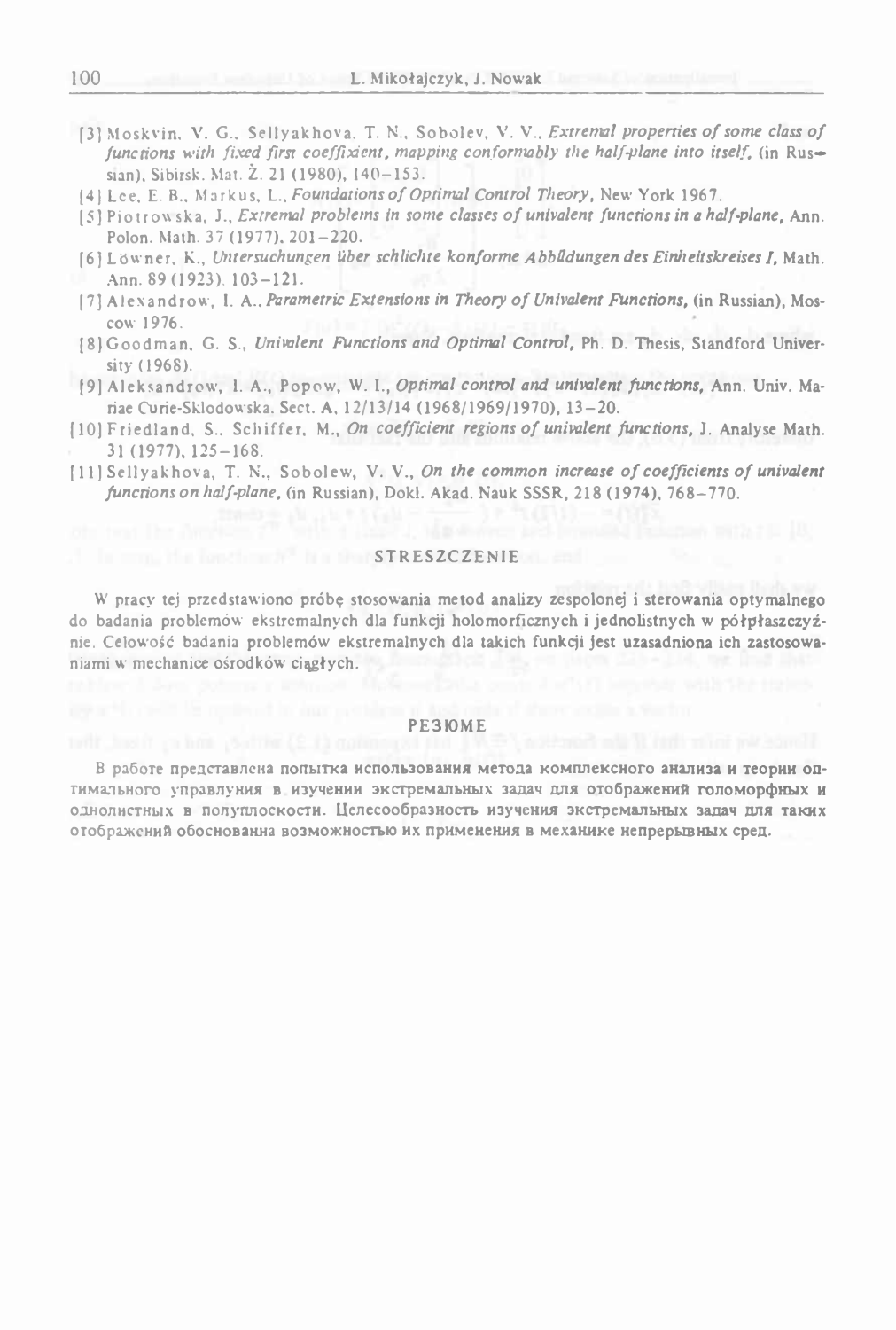[3] Moskvin, V. G., Sellyakhova, T. N., Sobolev, V. V., *Extremal properties of some class of functions with fixed first coeffixient, mapping conformably the half-plane into itself*, (in Russian), Sibirsk. Mat. Ž. 21 (1980), 140–153.

[4] Lee, E. B., Markus, L., *Foundations of Optimal Control Theory*, New York 1967.

[5] Piotrowska, J., *Extremal problems in some classes of univalent functions in a half-plane*, Ann. Polon. Math. 37 (1977), 201–220.

[6] Löwner, K., *Untersuchungen über schlichte konforme Abbildungen des Einheitskreises I*, Math. Ann. 89 (1923), 103–121.

[7] Alexandrow, I. A., *Parametric Extensions in Theory of Univalent Functions*, (in Russian), Moscow 1976.

[8] Goodman, G. S., *Univalent Functions and Optimal Control*, Ph. D. Thesis, Standford University (1968).

[9] Aleksandrow, I. A., Popow, W. I., *Optimal control and univalent functions*, Ann. Univ. Mariae Curie-Sklodowska. Sect. A, 12/13/14 (1968/1969/1970), 13–20.

[10] Friedland, S., Schiffer, M., *On coefficient regions of univalent functions*, J. Analyse Math. 31 (1977), 125–168.

[11] Sellyakhova, T. N., Sobolew, V. V., *On the common increase of coefficients of univalent functions on half-plane*, (in Russian), Dokl. Akad. Nauk SSSR, 218 (1974), 768–770.

## STRESZCZENIE

W pracy tej przedstawiono próbę stosowania metod analizy zespolonej i sterowania optymalnego do badania problemów ekstremalnych dla funkcji holomorficznych i jednolistnych w półpłaszczyźnie. Celowość badania problemów ekstremalnych dla takich funkcji jest uzasadniona ich zastosowaniami w mechanice ośrodków ciągłych.

## РЕЗЮМЕ

В работе представлена попытка использования метода комплексного анализа и теории оптимального управлуния в изучении экстремальных задач для отображений голоморфных и однолистных в полуплоскости. Целесообразность изучения экстремальных задач для таких отображений обоснованна возможностью их применения в механике непрерывных сред.